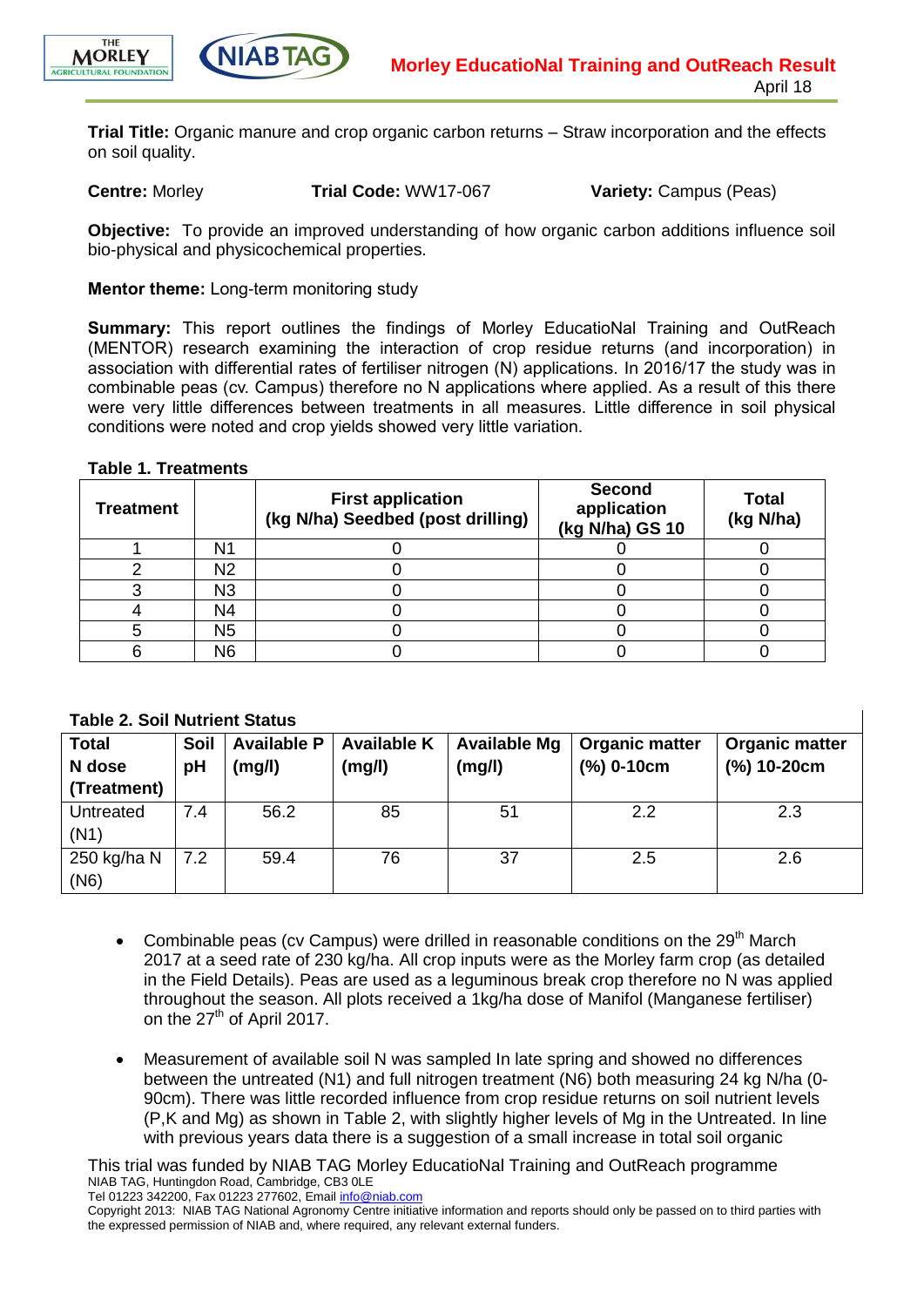**Morley EducatioNal Training and OutReach Result**
April 18

**Trial Title:** Organic manure and crop organic carbon returns – Straw incorporation and the effects on soil quality.

**Centre:** Morley **Trial Code:** WW17-067 **Variety:** Campus (Peas)

**Objective:** To provide an improved understanding of how organic carbon additions influence soil bio-physical and physicochemical properties.

**Mentor theme:** Long-term monitoring study

**Summary:** This report outlines the findings of Morley EducatioNal Training and OutReach (MENTOR) research examining the interaction of crop residue returns (and incorporation) in association with differential rates of fertiliser nitrogen (N) applications. In 2016/17 the study was in combinable peas (cv. Campus) therefore no N applications where applied. As a result of this there were very little differences between treatments in all measures. Little difference in soil physical conditions were noted and crop yields showed very little variation.

**Table 1. Treatments**

| Treatment | | First application (kg N/ha) Seedbed (post drilling) | Second application (kg N/ha) GS 10 | Total (kg N/ha) |
|---|---|---|---|---|
| 1 | N1 | 0 | 0 | 0 |
| 2 | N2 | 0 | 0 | 0 |
| 3 | N3 | 0 | 0 | 0 |
| 4 | N4 | 0 | 0 | 0 |
| 5 | N5 | 0 | 0 | 0 |
| 6 | N6 | 0 | 0 | 0 |

**Table 2. Soil Nutrient Status**

| Total N dose (Treatment) | Soil pH | Available P (mg/l) | Available K (mg/l) | Available Mg (mg/l) | Organic matter (%) 0-10cm | Organic matter (%) 10-20cm |
|---|---|---|---|---|---|---|
| Untreated (N1) | 7.4 | 56.2 | 85 | 51 | 2.2 | 2.3 |
| 250 kg/ha N (N6) | 7.2 | 59.4 | 76 | 37 | 2.5 | 2.6 |

- Combinable peas (cv Campus) were drilled in reasonable conditions on the 29th March 2017 at a seed rate of 230 kg/ha. All crop inputs were as the Morley farm crop (as detailed in the Field Details). Peas are used as a leguminous break crop therefore no N was applied throughout the season. All plots received a 1kg/ha dose of Manifol (Manganese fertiliser) on the 27th of April 2017.

- Measurement of available soil N was sampled In late spring and showed no differences between the untreated (N1) and full nitrogen treatment (N6) both measuring 24 kg N/ha (0-90cm). There was little recorded influence from crop residue returns on soil nutrient levels (P,K and Mg) as shown in Table 2, with slightly higher levels of Mg in the Untreated. In line with previous years data there is a suggestion of a small increase in total soil organic

This trial was funded by NIAB TAG Morley EducatioNal Training and OutReach programme
NIAB TAG, Huntingdon Road, Cambridge, CB3 0LE
Tel 01223 342200, Fax 01223 277602, Email info@niab.com
Copyright 2013: NIAB TAG National Agronomy Centre initiative information and reports should only be passed on to third parties with the expressed permission of NIAB and, where required, any relevant external funders.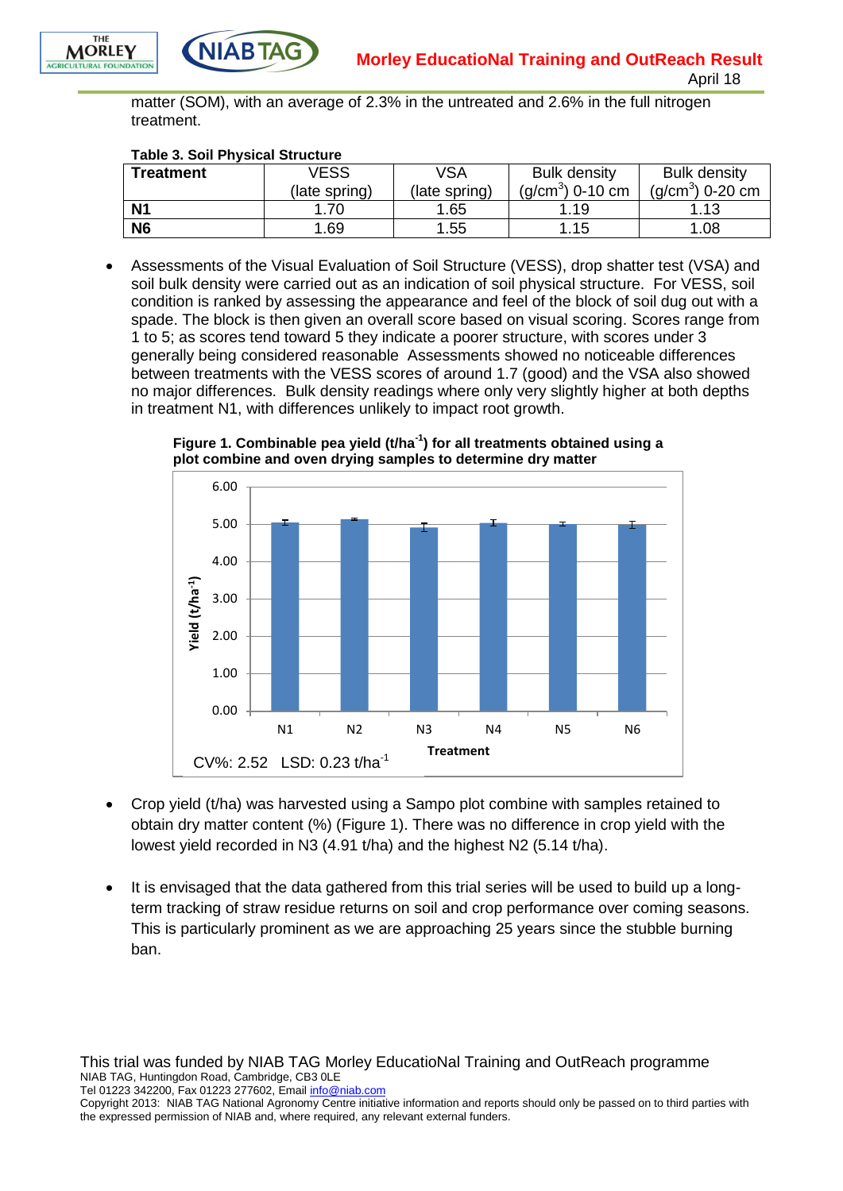matter (SOM), with an average of 2.3% in the untreated and 2.6% in the full nitrogen treatment.

**Table 3. Soil Physical Structure**

| Treatment | VESS (late spring) | VSA (late spring) | Bulk density ($g/cm^3$) 0-10 cm | Bulk density ($g/cm^3$) 0-20 cm |
|---|---|---|---|---|
| **N1** | 1.70 | 1.65 | 1.19 | 1.13 |
| **N6** | 1.69 | 1.55 | 1.15 | 1.08 |

- Assessments of the Visual Evaluation of Soil Structure (VESS), drop shatter test (VSA) and soil bulk density were carried out as an indication of soil physical structure. For VESS, soil condition is ranked by assessing the appearance and feel of the block of soil dug out with a spade. The block is then given an overall score based on visual scoring. Scores range from 1 to 5; as scores tend toward 5 they indicate a poorer structure, with scores under 3 generally being considered reasonable Assessments showed no noticeable differences between treatments with the VESS scores of around 1.7 (good) and the VSA also showed no major differences. Bulk density readings where only very slightly higher at both depths in treatment N1, with differences unlikely to impact root growth.

**Figure 1. Combinable pea yield ($t/ha^{-1}$) for all treatments obtained using a plot combine and oven drying samples to determine dry matter**

CV%: 2.52 LSD: 0.23 $t/ha^{-1}$

- Crop yield (t/ha) was harvested using a Sampo plot combine with samples retained to obtain dry matter content (%) (Figure 1). There was no difference in crop yield with the lowest yield recorded in N3 (4.91 t/ha) and the highest N2 (5.14 t/ha).

- It is envisaged that the data gathered from this trial series will be used to build up a long-term tracking of straw residue returns on soil and crop performance over coming seasons. This is particularly prominent as we are approaching 25 years since the stubble burning ban.

This trial was funded by NIAB TAG Morley EducatioNal Training and OutReach programme
NIAB TAG, Huntingdon Road, Cambridge, CB3 0LE
Tel 01223 342200, Fax 01223 277602, Email info@niab.com
Copyright 2013: NIAB TAG National Agronomy Centre initiative information and reports should only be passed on to third parties with the expressed permission of NIAB and, where required, any relevant external funders.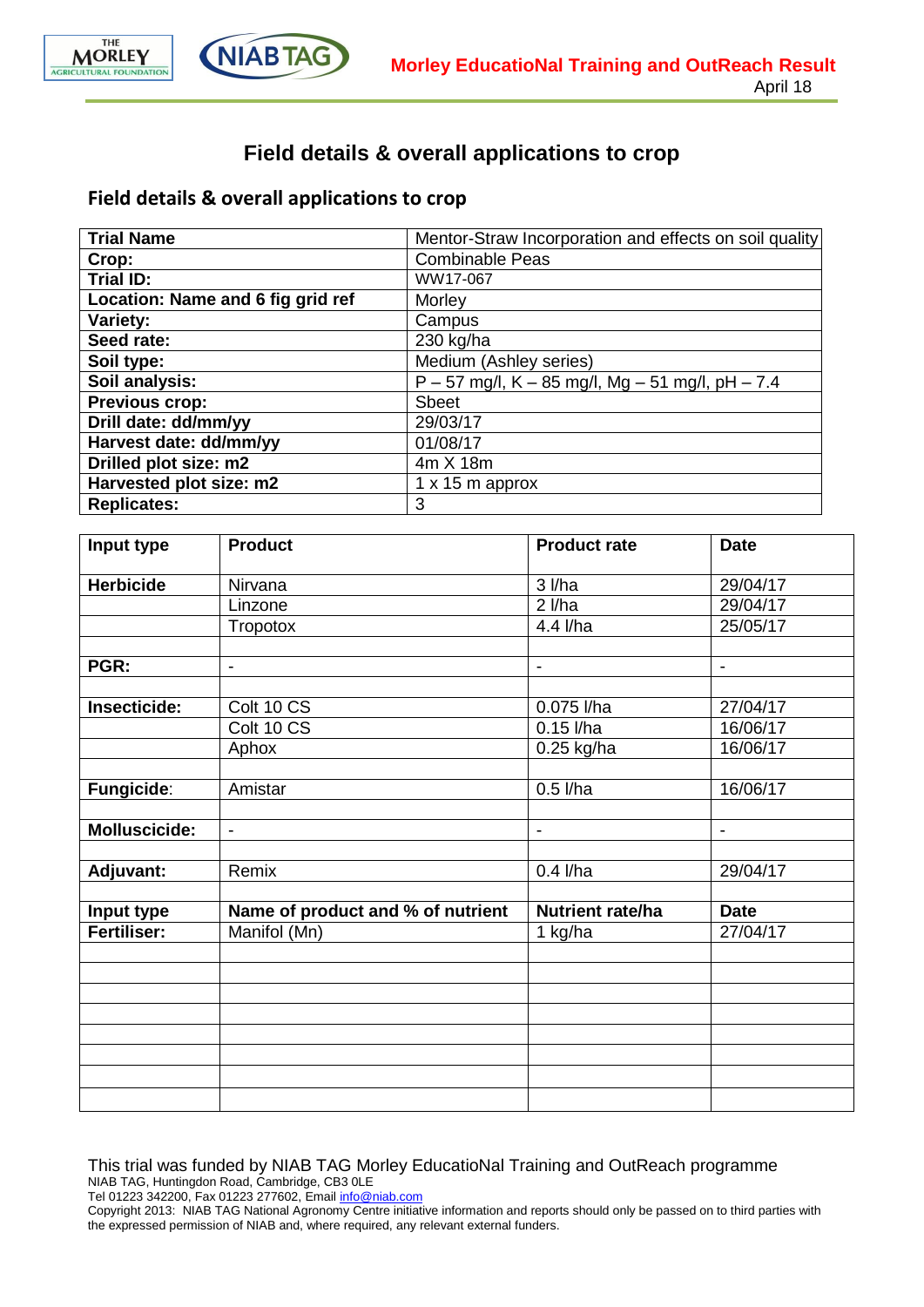# Field details & overall applications to crop

## Field details & overall applications to crop

| | |
|---|---|
| **Trial Name** | Mentor-Straw Incorporation and effects on soil quality |
| **Crop:** | Combinable Peas |
| **Trial ID:** | WW17-067 |
| **Location: Name and 6 fig grid ref** | Morley |
| **Variety:** | Campus |
| **Seed rate:** | 230 kg/ha |
| **Soil type:** | Medium (Ashley series) |
| **Soil analysis:** | P – 57 mg/l, K – 85 mg/l, Mg – 51 mg/l, pH – 7.4 |
| **Previous crop:** | Sbeet |
| **Drill date: dd/mm/yy** | 29/03/17 |
| **Harvest date: dd/mm/yy** | 01/08/17 |
| **Drilled plot size: m2** | 4m X 18m |
| **Harvested plot size: m2** | 1 x 15 m approx |
| **Replicates:** | 3 |

| **Input type** | **Product** | **Product rate** | **Date** |
|---|---|---|---|
| **Herbicide** | Nirvana | 3 l/ha | 29/04/17 |
| | Linzone | 2 l/ha | 29/04/17 |
| | Tropotox | 4.4 l/ha | 25/05/17 |
| | | | |
| **PGR:** | - | - | - |
| | | | |
| **Insecticide:** | Colt 10 CS | 0.075 l/ha | 27/04/17 |
| | Colt 10 CS | 0.15 l/ha | 16/06/17 |
| | Aphox | 0.25 kg/ha | 16/06/17 |
| | | | |
| **Fungicide**: | Amistar | 0.5 l/ha | 16/06/17 |
| | | | |
| **Molluscicide:** | - | - | - |
| | | | |
| **Adjuvant:** | Remix | 0.4 l/ha | 29/04/17 |
| | | | |
| **Input type** | **Name of product and % of nutrient** | **Nutrient rate/ha** | **Date** |
| **Fertiliser:** | Manifol (Mn) | 1 kg/ha | 27/04/17 |

This trial was funded by NIAB TAG Morley EducatioNal Training and OutReach programme
NIAB TAG, Huntingdon Road, Cambridge, CB3 0LE
Tel 01223 342200, Fax 01223 277602, Email info@niab.com
Copyright 2013: NIAB TAG National Agronomy Centre initiative information and reports should only be passed on to third parties with the expressed permission of NIAB and, where required, any relevant external funders.